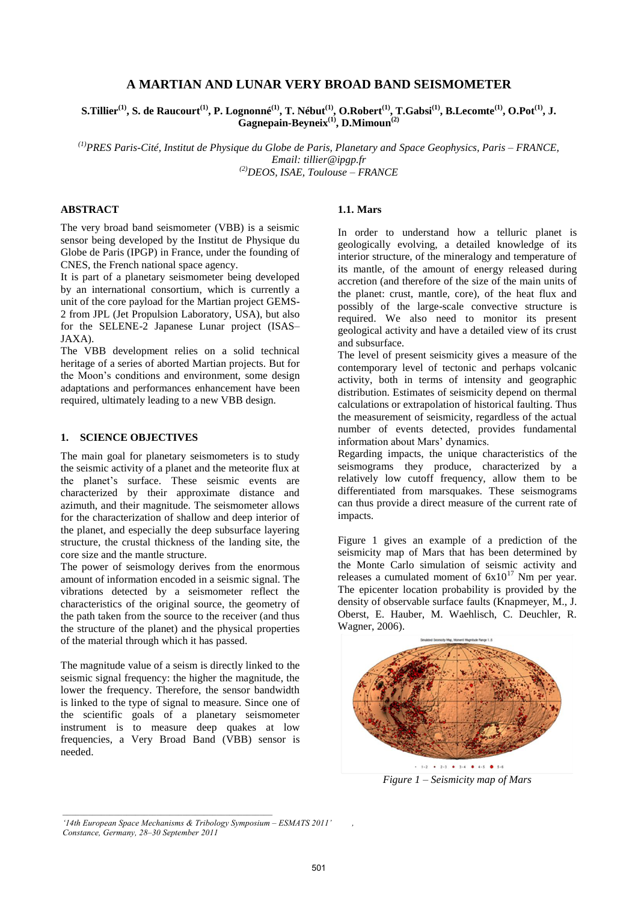# A MARTIAN AND LUNAR VERY BROAD BAND SEISMOMETER

**S.Tillier[(1)], S. de Raucourt[(1)], P. Lognonné[(1)], T. Nébut[(1)], O.Robert[(1)], T.Gabsi[(1)], B.Lecomte[(1)], O.Pot[(1)], J. Gagnepain-Beyneix[(1)], D.Mimoun[(2)]**

*[(1)]PRES Paris-Cité, Institut de Physique du Globe de Paris, Planetary and Space Geophysics, Paris – FRANCE, Email: tillier@ipgp.fr*
*[(2)]DEOS, ISAE, Toulouse – FRANCE*

## ABSTRACT

The very broad band seismometer (VBB) is a seismic sensor being developed by the Institut de Physique du Globe de Paris (IPGP) in France, under the founding of CNES, the French national space agency.

It is part of a planetary seismometer being developed by an international consortium, which is currently a unit of the core payload for the Martian project GEMS-2 from JPL (Jet Propulsion Laboratory, USA), but also for the SELENE-2 Japanese Lunar project (ISAS–JAXA).

The VBB development relies on a solid technical heritage of a series of aborted Martian projects. But for the Moon's conditions and environment, some design adaptations and performances enhancement have been required, ultimately leading to a new VBB design.

## 1. SCIENCE OBJECTIVES

The main goal for planetary seismometers is to study the seismic activity of a planet and the meteorite flux at the planet's surface. These seismic events are characterized by their approximate distance and azimuth, and their magnitude. The seismometer allows for the characterization of shallow and deep interior of the planet, and especially the deep subsurface layering structure, the crustal thickness of the landing site, the core size and the mantle structure.

The power of seismology derives from the enormous amount of information encoded in a seismic signal. The vibrations detected by a seismometer reflect the characteristics of the original source, the geometry of the path taken from the source to the receiver (and thus the structure of the planet) and the physical properties of the material through which it has passed.

The magnitude value of a seism is directly linked to the seismic signal frequency: the higher the magnitude, the lower the frequency. Therefore, the sensor bandwidth is linked to the type of signal to measure. Since one of the scientific goals of a planetary seismometer instrument is to measure deep quakes at low frequencies, a Very Broad Band (VBB) sensor is needed.

### 1.1. Mars

In order to understand how a telluric planet is geologically evolving, a detailed knowledge of its interior structure, of the mineralogy and temperature of its mantle, of the amount of energy released during accretion (and therefore of the size of the main units of the planet: crust, mantle, core), of the heat flux and possibly of the large-scale convective structure is required. We also need to monitor its present geological activity and have a detailed view of its crust and subsurface.

The level of present seismicity gives a measure of the contemporary level of tectonic and perhaps volcanic activity, both in terms of intensity and geographic distribution. Estimates of seismicity depend on thermal calculations or extrapolation of historical faulting. Thus the measurement of seismicity, regardless of the actual number of events detected, provides fundamental information about Mars' dynamics.

Regarding impacts, the unique characteristics of the seismograms they produce, characterized by a relatively low cutoff frequency, allow them to be differentiated from marsquakes. These seismograms can thus provide a direct measure of the current rate of impacts.

Figure 1 gives an example of a prediction of the seismicity map of Mars that has been determined by the Monte Carlo simulation of seismic activity and releases a cumulated moment of $6 \times 10^{17}$ Nm per year. The epicenter location probability is provided by the density of observable surface faults (Knapmeyer, M., J. Oberst, E. Hauber, M. Waehlisch, C. Deuchler, R. Wagner, 2006).

*Figure 1 – Seismicity map of Mars*

---

*'14th European Space Mechanisms & Tribology Symposium – ESMATS 2011', Constance, Germany, 28–30 September 2011*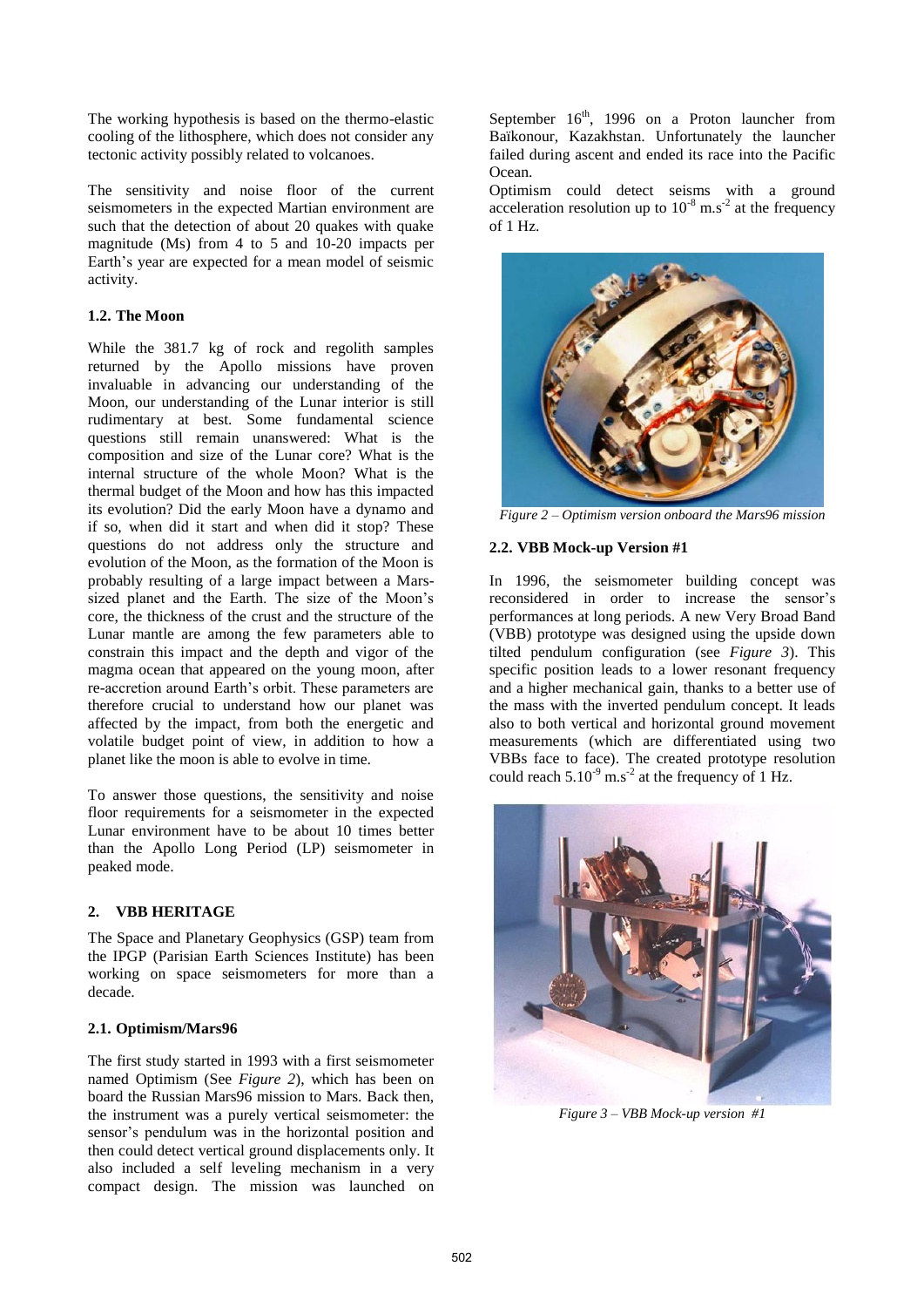The working hypothesis is based on the thermo-elastic cooling of the lithosphere, which does not consider any tectonic activity possibly related to volcanoes.

The sensitivity and noise floor of the current seismometers in the expected Martian environment are such that the detection of about 20 quakes with quake magnitude (Ms) from 4 to 5 and 10-20 impacts per Earth's year are expected for a mean model of seismic activity.

### 1.2. The Moon

While the 381.7 kg of rock and regolith samples returned by the Apollo missions have proven invaluable in advancing our understanding of the Moon, our understanding of the Lunar interior is still rudimentary at best. Some fundamental science questions still remain unanswered: What is the composition and size of the Lunar core? What is the internal structure of the whole Moon? What is the thermal budget of the Moon and how has this impacted its evolution? Did the early Moon have a dynamo and if so, when did it start and when did it stop? These questions do not address only the structure and evolution of the Moon, as the formation of the Moon is probably resulting of a large impact between a Mars-sized planet and the Earth. The size of the Moon's core, the thickness of the crust and the structure of the Lunar mantle are among the few parameters able to constrain this impact and the depth and vigor of the magma ocean that appeared on the young moon, after re-accretion around Earth's orbit. These parameters are therefore crucial to understand how our planet was affected by the impact, from both the energetic and volatile budget point of view, in addition to how a planet like the moon is able to evolve in time.

To answer those questions, the sensitivity and noise floor requirements for a seismometer in the expected Lunar environment have to be about 10 times better than the Apollo Long Period (LP) seismometer in peaked mode.

## 2. VBB HERITAGE

The Space and Planetary Geophysics (GSP) team from the IPGP (Parisian Earth Sciences Institute) has been working on space seismometers for more than a decade.

### 2.1. Optimism/Mars96

The first study started in 1993 with a first seismometer named Optimism (See *Figure 2*), which has been on board the Russian Mars96 mission to Mars. Back then, the instrument was a purely vertical seismometer: the sensor's pendulum was in the horizontal position and then could detect vertical ground displacements only. It also included a self leveling mechanism in a very compact design. The mission was launched on September 16th, 1996 on a Proton launcher from Baïkonour, Kazakhstan. Unfortunately the launcher failed during ascent and ended its race into the Pacific Ocean.

Optimism could detect seisms with a ground acceleration resolution up to $10^{-8}$ m.s$^{-2}$ at the frequency of 1 Hz.

*Figure 2 – Optimism version onboard the Mars96 mission*

### 2.2. VBB Mock-up Version #1

In 1996, the seismometer building concept was reconsidered in order to increase the sensor's performances at long periods. A new Very Broad Band (VBB) prototype was designed using the upside down tilted pendulum configuration (see *Figure 3*). This specific position leads to a lower resonant frequency and a higher mechanical gain, thanks to a better use of the mass with the inverted pendulum concept. It leads also to both vertical and horizontal ground movement measurements (which are differentiated using two VBBs face to face). The created prototype resolution could reach $5.10^{-9}$ m.s$^{-2}$ at the frequency of 1 Hz.

*Figure 3 – VBB Mock-up version #1*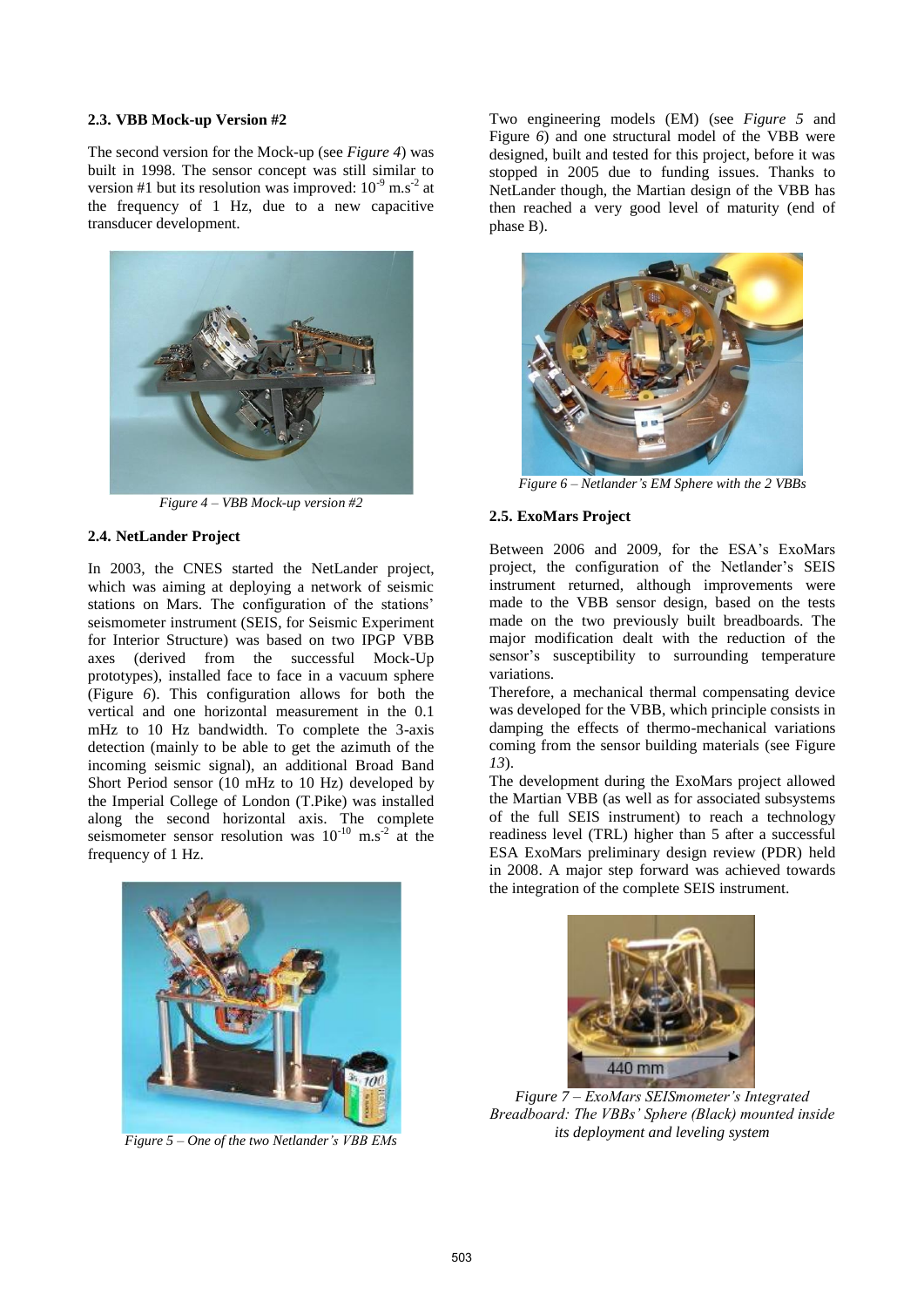### 2.3. VBB Mock-up Version #2

The second version for the Mock-up (see *Figure 4*) was built in 1998. The sensor concept was still similar to version #1 but its resolution was improved: $10^{-9}$ m.s$^{-2}$ at the frequency of 1 Hz, due to a new capacitive transducer development.

*Figure 4 – VBB Mock-up version #2*

### 2.4. NetLander Project

In 2003, the CNES started the NetLander project, which was aiming at deploying a network of seismic stations on Mars. The configuration of the stations' seismometer instrument (SEIS, for Seismic Experiment for Interior Structure) was based on two IPGP VBB axes (derived from the successful Mock-Up prototypes), installed face to face in a vacuum sphere (Figure *6*). This configuration allows for both the vertical and one horizontal measurement in the 0.1 mHz to 10 Hz bandwidth. To complete the 3-axis detection (mainly to be able to get the azimuth of the incoming seismic signal), an additional Broad Band Short Period sensor (10 mHz to 10 Hz) developed by the Imperial College of London (T.Pike) was installed along the second horizontal axis. The complete seismometer sensor resolution was $10^{-10}$ m.s$^{-2}$ at the frequency of 1 Hz.

*Figure 5 – One of the two Netlander's VBB EMs*

Two engineering models (EM) (see *Figure 5* and Figure *6*) and one structural model of the VBB were designed, built and tested for this project, before it was stopped in 2005 due to funding issues. Thanks to NetLander though, the Martian design of the VBB has then reached a very good level of maturity (end of phase B).

*Figure 6 – Netlander's EM Sphere with the 2 VBBs*

### 2.5. ExoMars Project

Between 2006 and 2009, for the ESA's ExoMars project, the configuration of the Netlander's SEIS instrument returned, although improvements were made to the VBB sensor design, based on the tests made on the two previously built breadboards. The major modification dealt with the reduction of the sensor's susceptibility to surrounding temperature variations.

Therefore, a mechanical thermal compensating device was developed for the VBB, which principle consists in damping the effects of thermo-mechanical variations coming from the sensor building materials (see Figure *13*).

The development during the ExoMars project allowed the Martian VBB (as well as for associated subsystems of the full SEIS instrument) to reach a technology readiness level (TRL) higher than 5 after a successful ESA ExoMars preliminary design review (PDR) held in 2008. A major step forward was achieved towards the integration of the complete SEIS instrument.

*Figure 7 – ExoMars SEISmometer's Integrated Breadboard: The VBBs' Sphere (Black) mounted inside its deployment and leveling system*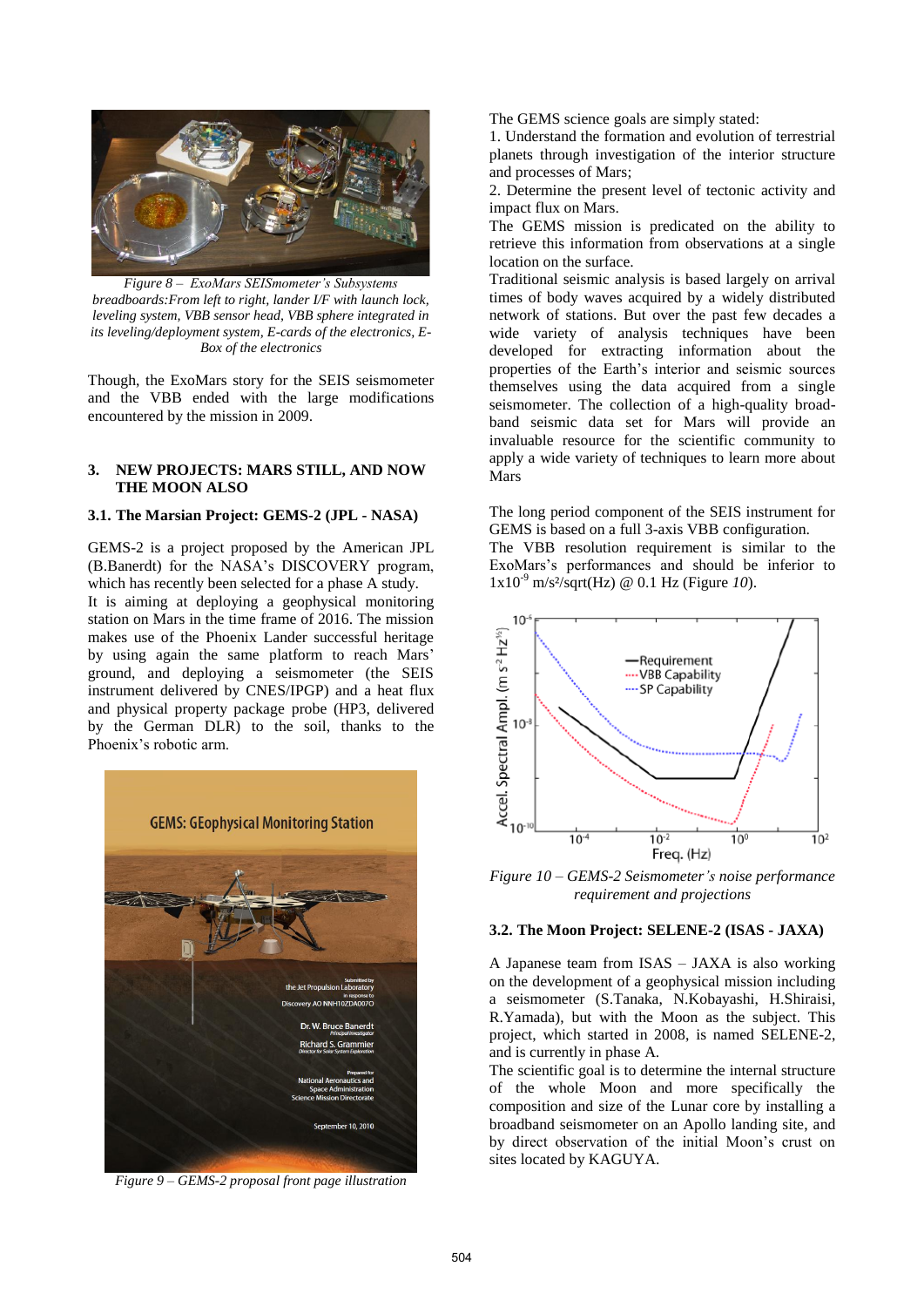*Figure 8 – ExoMars SEISmometer's Subsystems breadboards:From left to right, lander I/F with launch lock, leveling system, VBB sensor head, VBB sphere integrated in its leveling/deployment system, E-cards of the electronics, E-Box of the electronics*

Though, the ExoMars story for the SEIS seismometer and the VBB ended with the large modifications encountered by the mission in 2009.

## 3. NEW PROJECTS: MARS STILL, AND NOW THE MOON ALSO

### 3.1. The Marsian Project: GEMS-2 (JPL - NASA)

GEMS-2 is a project proposed by the American JPL (B.Banerdt) for the NASA's DISCOVERY program, which has recently been selected for a phase A study.
It is aiming at deploying a geophysical monitoring station on Mars in the time frame of 2016. The mission makes use of the Phoenix Lander successful heritage by using again the same platform to reach Mars' ground, and deploying a seismometer (the SEIS instrument delivered by CNES/IPGP) and a heat flux and physical property package probe (HP3, delivered by the German DLR) to the soil, thanks to the Phoenix's robotic arm.

*Figure 9 – GEMS-2 proposal front page illustration*

The GEMS science goals are simply stated:

1. Understand the formation and evolution of terrestrial planets through investigation of the interior structure and processes of Mars;
2. Determine the present level of tectonic activity and impact flux on Mars.

The GEMS mission is predicated on the ability to retrieve this information from observations at a single location on the surface.
Traditional seismic analysis is based largely on arrival times of body waves acquired by a widely distributed network of stations. But over the past few decades a wide variety of analysis techniques have been developed for extracting information about the properties of the Earth's interior and seismic sources themselves using the data acquired from a single seismometer. The collection of a high-quality broad-band seismic data set for Mars will provide an invaluable resource for the scientific community to apply a wide variety of techniques to learn more about Mars

The long period component of the SEIS instrument for GEMS is based on a full 3-axis VBB configuration.
The VBB resolution requirement is similar to the ExoMars's performances and should be inferior to $1x10^{-9}$ m/s²/sqrt(Hz) @ 0.1 Hz (Figure *10*).

*Figure 10 – GEMS-2 Seismometer's noise performance requirement and projections*

### 3.2. The Moon Project: SELENE-2 (ISAS - JAXA)

A Japanese team from ISAS – JAXA is also working on the development of a geophysical mission including a seismometer (S.Tanaka, N.Kobayashi, H.Shiraisi, R.Yamada), but with the Moon as the subject. This project, which started in 2008, is named SELENE-2, and is currently in phase A.
The scientific goal is to determine the internal structure of the whole Moon and more specifically the composition and size of the Lunar core by installing a broadband seismometer on an Apollo landing site, and by direct observation of the initial Moon's crust on sites located by KAGUYA.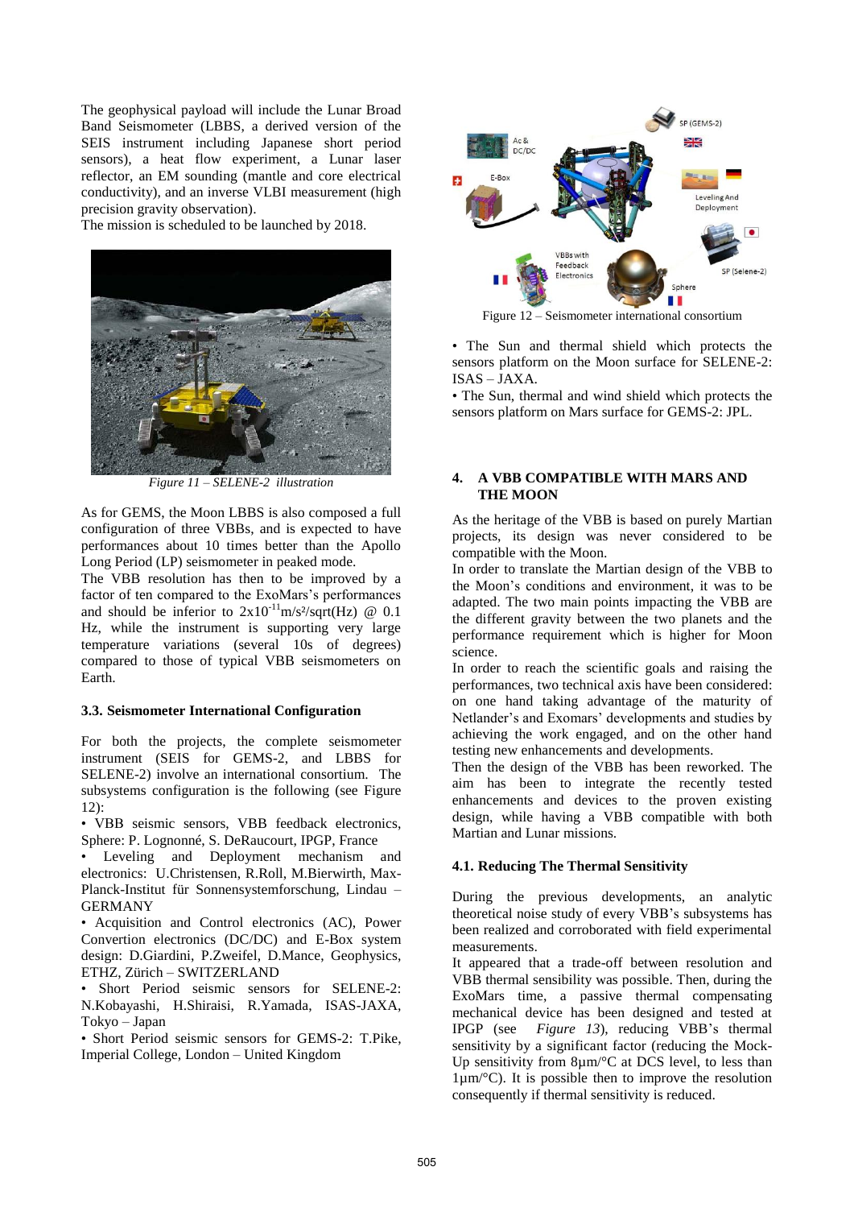The geophysical payload will include the Lunar Broad Band Seismometer (LBBS, a derived version of the SEIS instrument including Japanese short period sensors), a heat flow experiment, a Lunar laser reflector, an EM sounding (mantle and core electrical conductivity), and an inverse VLBI measurement (high precision gravity observation).
The mission is scheduled to be launched by 2018.

*Figure 11 – SELENE-2 illustration*

As for GEMS, the Moon LBBS is also composed a full configuration of three VBBs, and is expected to have performances about 10 times better than the Apollo Long Period (LP) seismometer in peaked mode.
The VBB resolution has then to be improved by a factor of ten compared to the ExoMars's performances and should be inferior to $2x10^{-11}$m/s²/sqrt(Hz) @ 0.1 Hz, while the instrument is supporting very large temperature variations (several 10s of degrees) compared to those of typical VBB seismometers on Earth.

### 3.3. Seismometer International Configuration

For both the projects, the complete seismometer instrument (SEIS for GEMS-2, and LBBS for SELENE-2) involve an international consortium. The subsystems configuration is the following (see Figure 12):

• VBB seismic sensors, VBB feedback electronics, Sphere: P. Lognonné, S. DeRaucourt, IPGP, France
• Leveling and Deployment mechanism and electronics: U.Christensen, R.Roll, M.Bierwirth, Max-Planck-Institut für Sonnensystemforschung, Lindau – GERMANY
• Acquisition and Control electronics (AC), Power Convertion electronics (DC/DC) and E-Box system design: D.Giardini, P.Zweifel, D.Mance, Geophysics, ETHZ, Zürich – SWITZERLAND
• Short Period seismic sensors for SELENE-2: N.Kobayashi, H.Shiraisi, R.Yamada, ISAS-JAXA, Tokyo – Japan
• Short Period seismic sensors for GEMS-2: T.Pike, Imperial College, London – United Kingdom

Figure 12 – Seismometer international consortium

• The Sun and thermal shield which protects the sensors platform on the Moon surface for SELENE-2: ISAS – JAXA.
• The Sun, thermal and wind shield which protects the sensors platform on Mars surface for GEMS-2: JPL.

## 4. A VBB COMPATIBLE WITH MARS AND THE MOON

As the heritage of the VBB is based on purely Martian projects, its design was never considered to be compatible with the Moon.
In order to translate the Martian design of the VBB to the Moon's conditions and environment, it was to be adapted. The two main points impacting the VBB are the different gravity between the two planets and the performance requirement which is higher for Moon science.
In order to reach the scientific goals and raising the performances, two technical axis have been considered: on one hand taking advantage of the maturity of Netlander's and Exomars' developments and studies by achieving the work engaged, and on the other hand testing new enhancements and developments.
Then the design of the VBB has been reworked. The aim has been to integrate the recently tested enhancements and devices to the proven existing design, while having a VBB compatible with both Martian and Lunar missions.

### 4.1. Reducing The Thermal Sensitivity

During the previous developments, an analytic theoretical noise study of every VBB's subsystems has been realized and corroborated with field experimental measurements.
It appeared that a trade-off between resolution and VBB thermal sensibility was possible. Then, during the ExoMars time, a passive thermal compensating mechanical device has been designed and tested at IPGP (see *Figure 13*), reducing VBB's thermal sensitivity by a significant factor (reducing the Mock-Up sensitivity from 8µm/°C at DCS level, to less than 1µm/°C). It is possible then to improve the resolution consequently if thermal sensitivity is reduced.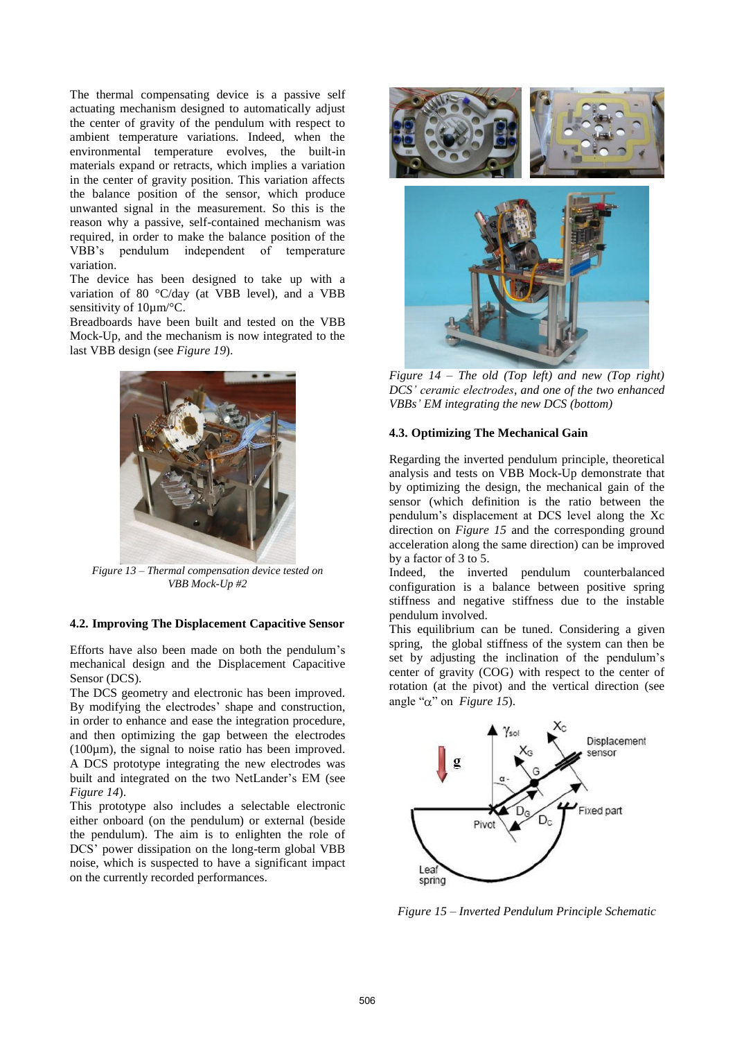The thermal compensating device is a passive self actuating mechanism designed to automatically adjust the center of gravity of the pendulum with respect to ambient temperature variations. Indeed, when the environmental temperature evolves, the built-in materials expand or retracts, which implies a variation in the center of gravity position. This variation affects the balance position of the sensor, which produce unwanted signal in the measurement. So this is the reason why a passive, self-contained mechanism was required, in order to make the balance position of the VBB's pendulum independent of temperature variation.

The device has been designed to take up with a variation of 80 °C/day (at VBB level), and a VBB sensitivity of 10µm/°C.

Breadboards have been built and tested on the VBB Mock-Up, and the mechanism is now integrated to the last VBB design (see *Figure 19*).

*Figure 13 – Thermal compensation device tested on VBB Mock-Up #2*

#### 4.2. Improving The Displacement Capacitive Sensor

Efforts have also been made on both the pendulum's mechanical design and the Displacement Capacitive Sensor (DCS).

The DCS geometry and electronic has been improved. By modifying the electrodes' shape and construction, in order to enhance and ease the integration procedure, and then optimizing the gap between the electrodes (100µm), the signal to noise ratio has been improved. A DCS prototype integrating the new electrodes was built and integrated on the two NetLander's EM (see *Figure 14*).

This prototype also includes a selectable electronic either onboard (on the pendulum) or external (beside the pendulum). The aim is to enlighten the role of DCS' power dissipation on the long-term global VBB noise, which is suspected to have a significant impact on the currently recorded performances.

*Figure 14 – The old (Top left) and new (Top right) DCS' ceramic electrodes, and one of the two enhanced VBBs' EM integrating the new DCS (bottom)*

#### 4.3. Optimizing The Mechanical Gain

Regarding the inverted pendulum principle, theoretical analysis and tests on VBB Mock-Up demonstrate that by optimizing the design, the mechanical gain of the sensor (which definition is the ratio between the pendulum's displacement at DCS level along the Xc direction on *Figure 15* and the corresponding ground acceleration along the same direction) can be improved by a factor of 3 to 5.

Indeed, the inverted pendulum counterbalanced configuration is a balance between positive spring stiffness and negative stiffness due to the instable pendulum involved.

This equilibrium can be tuned. Considering a given spring, the global stiffness of the system can then be set by adjusting the inclination of the pendulum's center of gravity (COG) with respect to the center of rotation (at the pivot) and the vertical direction (see angle "$\alpha$" on *Figure 15*).

*Figure 15 – Inverted Pendulum Principle Schematic*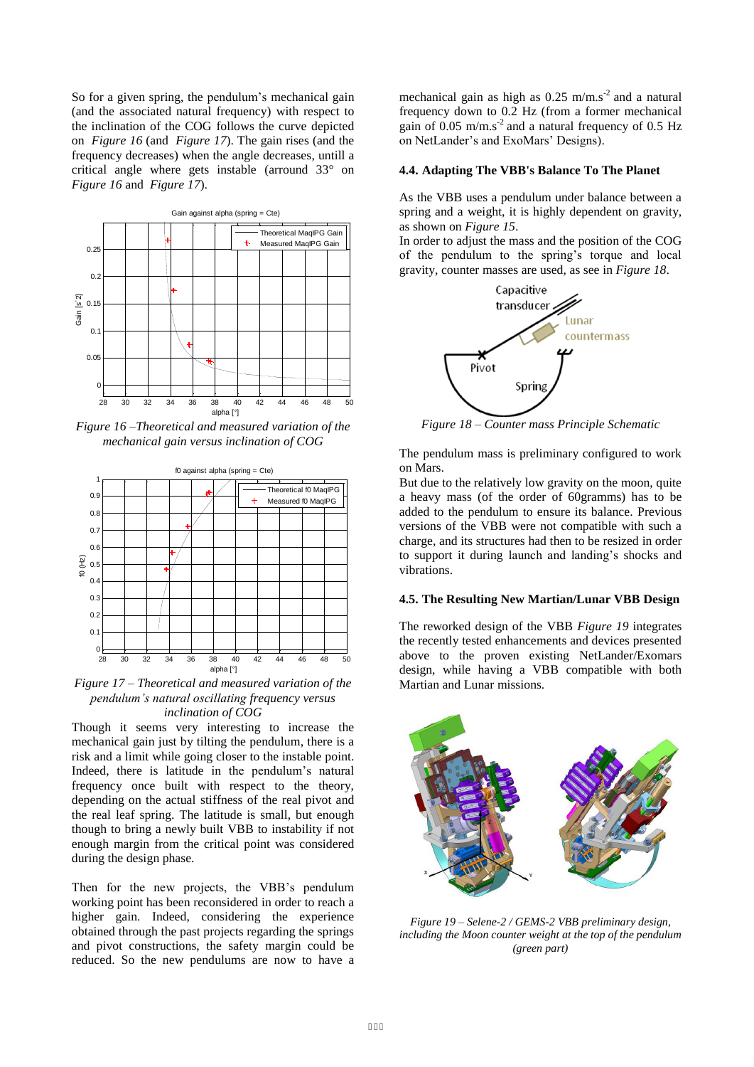So for a given spring, the pendulum's mechanical gain (and the associated natural frequency) with respect to the inclination of the COG follows the curve depicted on *Figure 16* (and *Figure 17*). The gain rises (and the frequency decreases) when the angle decreases, untill a critical angle where gets instable (arround 33° on *Figure 16* and *Figure 17*).

*Figure 16 –Theoretical and measured variation of the mechanical gain versus inclination of COG*

*Figure 17 – Theoretical and measured variation of the pendulum's natural oscillating frequency versus inclination of COG*

Though it seems very interesting to increase the mechanical gain just by tilting the pendulum, there is a risk and a limit while going closer to the instable point. Indeed, there is latitude in the pendulum's natural frequency once built with respect to the theory, depending on the actual stiffness of the real pivot and the real leaf spring. The latitude is small, but enough though to bring a newly built VBB to instability if not enough margin from the critical point was considered during the design phase.

Then for the new projects, the VBB's pendulum working point has been reconsidered in order to reach a higher gain. Indeed, considering the experience obtained through the past projects regarding the springs and pivot constructions, the safety margin could be reduced. So the new pendulums are now to have a mechanical gain as high as 0.25 $m/m.s^{-2}$ and a natural frequency down to 0.2 Hz (from a former mechanical gain of 0.05 $m/m.s^{-2}$ and a natural frequency of 0.5 Hz on NetLander's and ExoMars' Designs).

### 4.4. Adapting The VBB's Balance To The Planet

As the VBB uses a pendulum under balance between a spring and a weight, it is highly dependent on gravity, as shown on *Figure 15*.

In order to adjust the mass and the position of the COG of the pendulum to the spring's torque and local gravity, counter masses are used, as see in *Figure 18*.

*Figure 18 – Counter mass Principle Schematic*

The pendulum mass is preliminary configured to work on Mars.

But due to the relatively low gravity on the moon, quite a heavy mass (of the order of 60gramms) has to be added to the pendulum to ensure its balance. Previous versions of the VBB were not compatible with such a charge, and its structures had then to be resized in order to support it during launch and landing's shocks and vibrations.

### 4.5. The Resulting New Martian/Lunar VBB Design

The reworked design of the VBB *Figure 19* integrates the recently tested enhancements and devices presented above to the proven existing NetLander/Exomars design, while having a VBB compatible with both Martian and Lunar missions.

*Figure 19 – Selene-2 / GEMS-2 VBB preliminary design, including the Moon counter weight at the top of the pendulum (green part)*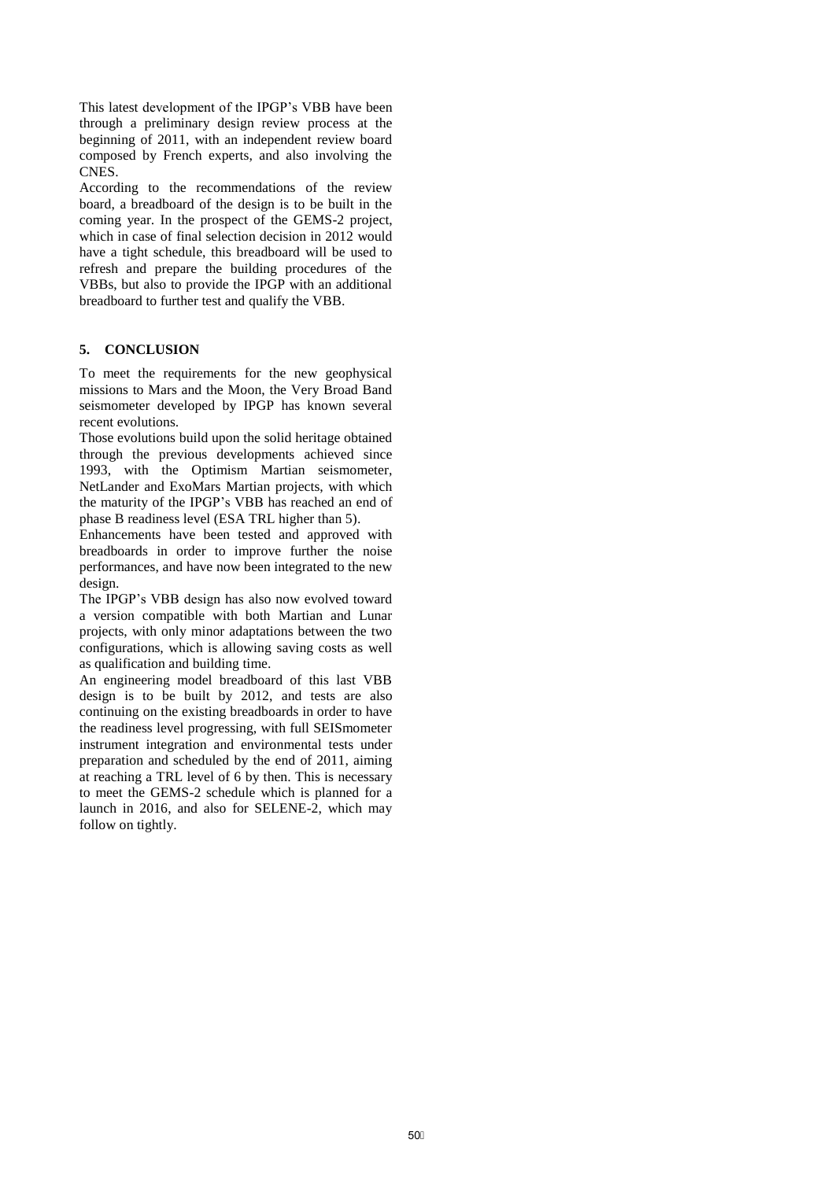This latest development of the IPGP's VBB have been through a preliminary design review process at the beginning of 2011, with an independent review board composed by French experts, and also involving the CNES.

According to the recommendations of the review board, a breadboard of the design is to be built in the coming year. In the prospect of the GEMS-2 project, which in case of final selection decision in 2012 would have a tight schedule, this breadboard will be used to refresh and prepare the building procedures of the VBBs, but also to provide the IPGP with an additional breadboard to further test and qualify the VBB.

## 5. CONCLUSION

To meet the requirements for the new geophysical missions to Mars and the Moon, the Very Broad Band seismometer developed by IPGP has known several recent evolutions.

Those evolutions build upon the solid heritage obtained through the previous developments achieved since 1993, with the Optimism Martian seismometer, NetLander and ExoMars Martian projects, with which the maturity of the IPGP's VBB has reached an end of phase B readiness level (ESA TRL higher than 5).

Enhancements have been tested and approved with breadboards in order to improve further the noise performances, and have now been integrated to the new design.

The IPGP's VBB design has also now evolved toward a version compatible with both Martian and Lunar projects, with only minor adaptations between the two configurations, which is allowing saving costs as well as qualification and building time.

An engineering model breadboard of this last VBB design is to be built by 2012, and tests are also continuing on the existing breadboards in order to have the readiness level progressing, with full SEISmometer instrument integration and environmental tests under preparation and scheduled by the end of 2011, aiming at reaching a TRL level of 6 by then. This is necessary to meet the GEMS-2 schedule which is planned for a launch in 2016, and also for SELENE-2, which may follow on tightly.